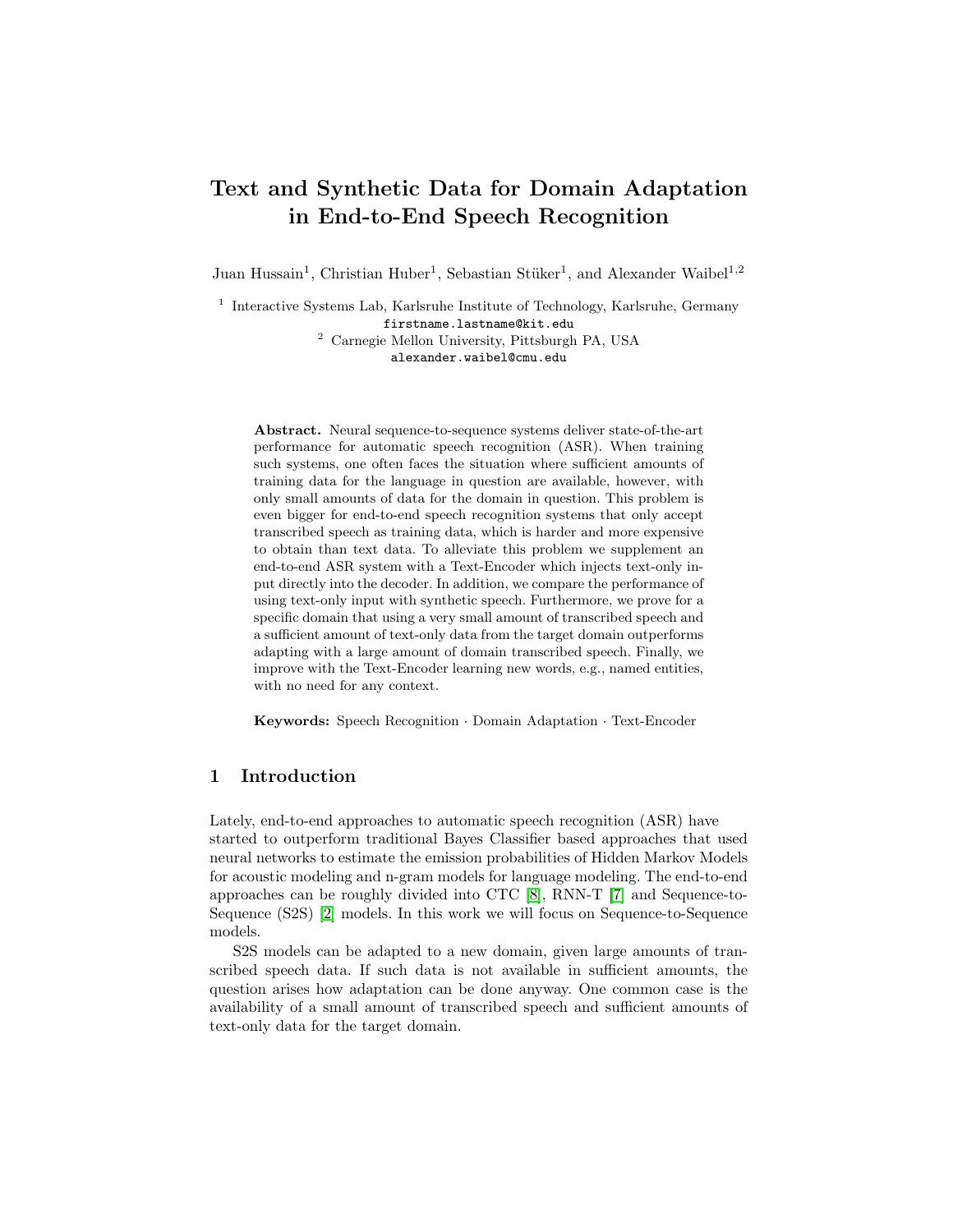# Text and Synthetic Data for Domain Adaptation in End-to-End Speech Recognition

Juan Hussain[1], Christian Huber[1], Sebastian Stüker[1], and Alexander Waibel[1,2]

[1] Interactive Systems Lab, Karlsruhe Institute of Technology, Karlsruhe, Germany
firstname.lastname@kit.edu
[2] Carnegie Mellon University, Pittsburgh PA, USA
alexander.waibel@cmu.edu

**Abstract.** Neural sequence-to-sequence systems deliver state-of-the-art performance for automatic speech recognition (ASR). When training such systems, one often faces the situation where sufficient amounts of training data for the language in question are available, however, with only small amounts of data for the domain in question. This problem is even bigger for end-to-end speech recognition systems that only accept transcribed speech as training data, which is harder and more expensive to obtain than text data. To alleviate this problem we supplement an end-to-end ASR system with a Text-Encoder which injects text-only input directly into the decoder. In addition, we compare the performance of using text-only input with synthetic speech. Furthermore, we prove for a specific domain that using a very small amount of transcribed speech and a sufficient amount of text-only data from the target domain outperforms adapting with a large amount of domain transcribed speech. Finally, we improve with the Text-Encoder learning new words, e.g., named entities, with no need for any context.

**Keywords:** Speech Recognition · Domain Adaptation · Text-Encoder

## 1 Introduction

Lately, end-to-end approaches to automatic speech recognition (ASR) have started to outperform traditional Bayes Classifier based approaches that used neural networks to estimate the emission probabilities of Hidden Markov Models for acoustic modeling and n-gram models for language modeling. The end-to-end approaches can be roughly divided into CTC [8], RNN-T [7] and Sequence-to-Sequence (S2S) [2] models. In this work we will focus on Sequence-to-Sequence models.

S2S models can be adapted to a new domain, given large amounts of transcribed speech data. If such data is not available in sufficient amounts, the question arises how adaptation can be done anyway. One common case is the availability of a small amount of transcribed speech and sufficient amounts of text-only data for the target domain.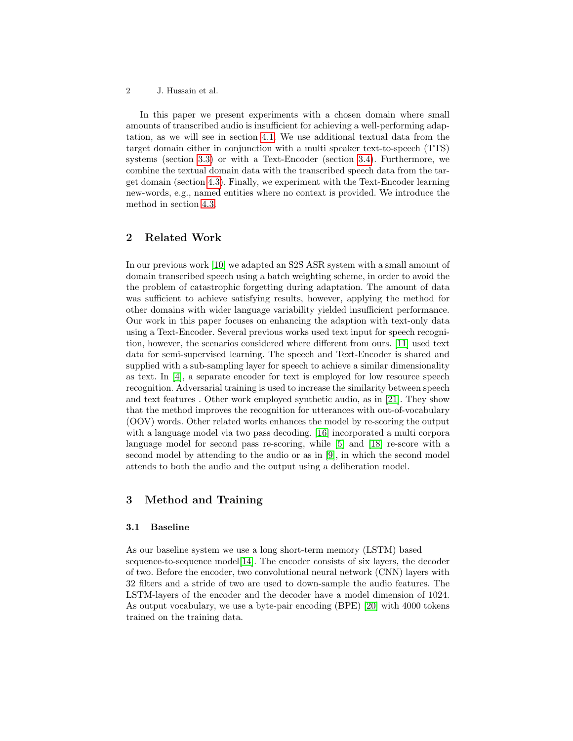In this paper we present experiments with a chosen domain where small amounts of transcribed audio is insufficient for achieving a well-performing adaptation, as we will see in section 4.1. We use additional textual data from the target domain either in conjunction with a multi speaker text-to-speech (TTS) systems (section 3.3) or with a Text-Encoder (section 3.4). Furthermore, we combine the textual domain data with the transcribed speech data from the target domain (section 4.3). Finally, we experiment with the Text-Encoder learning new-words, e.g., named entities where no context is provided. We introduce the method in section 4.3.

## 2 Related Work

In our previous work [10] we adapted an S2S ASR system with a small amount of domain transcribed speech using a batch weighting scheme, in order to avoid the the problem of catastrophic forgetting during adaptation. The amount of data was sufficient to achieve satisfying results, however, applying the method for other domains with wider language variability yielded insufficient performance. Our work in this paper focuses on enhancing the adaption with text-only data using a Text-Encoder. Several previous works used text input for speech recognition, however, the scenarios considered where different from ours. [11] used text data for semi-supervised learning. The speech and Text-Encoder is shared and supplied with a sub-sampling layer for speech to achieve a similar dimensionality as text. In [4], a separate encoder for text is employed for low resource speech recognition. Adversarial training is used to increase the similarity between speech and text features . Other work employed synthetic audio, as in [21]. They show that the method improves the recognition for utterances with out-of-vocabulary (OOV) words. Other related works enhances the model by re-scoring the output with a language model via two pass decoding. [16] incorporated a multi corpora language model for second pass re-scoring, while [5] and [18] re-score with a second model by attending to the audio or as in [9], in which the second model attends to both the audio and the output using a deliberation model.

## 3 Method and Training

### 3.1 Baseline

As our baseline system we use a long short-term memory (LSTM) based sequence-to-sequence model[14]. The encoder consists of six layers, the decoder of two. Before the encoder, two convolutional neural network (CNN) layers with 32 filters and a stride of two are used to down-sample the audio features. The LSTM-layers of the encoder and the decoder have a model dimension of 1024. As output vocabulary, we use a byte-pair encoding (BPE) [20] with 4000 tokens trained on the training data.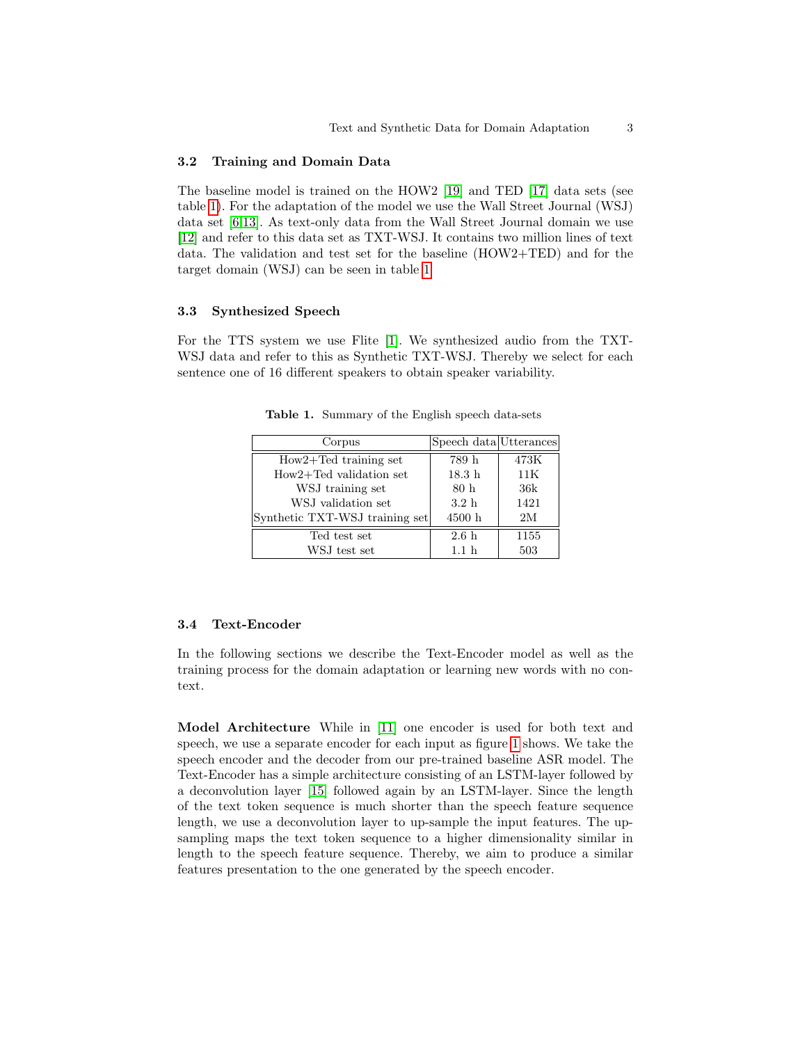### 3.2 Training and Domain Data

The baseline model is trained on the HOW2 [19] and TED [17] data sets (see table 1). For the adaptation of the model we use the Wall Street Journal (WSJ) data set [6,13]. As text-only data from the Wall Street Journal domain we use [12] and refer to this data set as TXT-WSJ. It contains two million lines of text data. The validation and test set for the baseline (HOW2+TED) and for the target domain (WSJ) can be seen in table 1.

### 3.3 Synthesized Speech

For the TTS system we use Flite [1]. We synthesized audio from the TXT-WSJ data and refer to this as Synthetic TXT-WSJ. Thereby we select for each sentence one of 16 different speakers to obtain speaker variability.

**Table 1.** Summary of the English speech data-sets

| Corpus | Speech data | Utterances |
| --- | --- | --- |
| How2+Ted training set | 789 h | 473K |
| How2+Ted validation set | 18.3 h | 11K |
| WSJ training set | 80 h | 36k |
| WSJ validation set | 3.2 h | 1421 |
| Synthetic TXT-WSJ training set | 4500 h | 2M |
| Ted test set | 2.6 h | 1155 |
| WSJ test set | 1.1 h | 503 |

### 3.4 Text-Encoder

In the following sections we describe the Text-Encoder model as well as the training process for the domain adaptation or learning new words with no context.

**Model Architecture** While in [11] one encoder is used for both text and speech, we use a separate encoder for each input as figure 1 shows. We take the speech encoder and the decoder from our pre-trained baseline ASR model. The Text-Encoder has a simple architecture consisting of an LSTM-layer followed by a deconvolution layer [15] followed again by an LSTM-layer. Since the length of the text token sequence is much shorter than the speech feature sequence length, we use a deconvolution layer to up-sample the input features. The up-sampling maps the text token sequence to a higher dimensionality similar in length to the speech feature sequence. Thereby, we aim to produce a similar features presentation to the one generated by the speech encoder.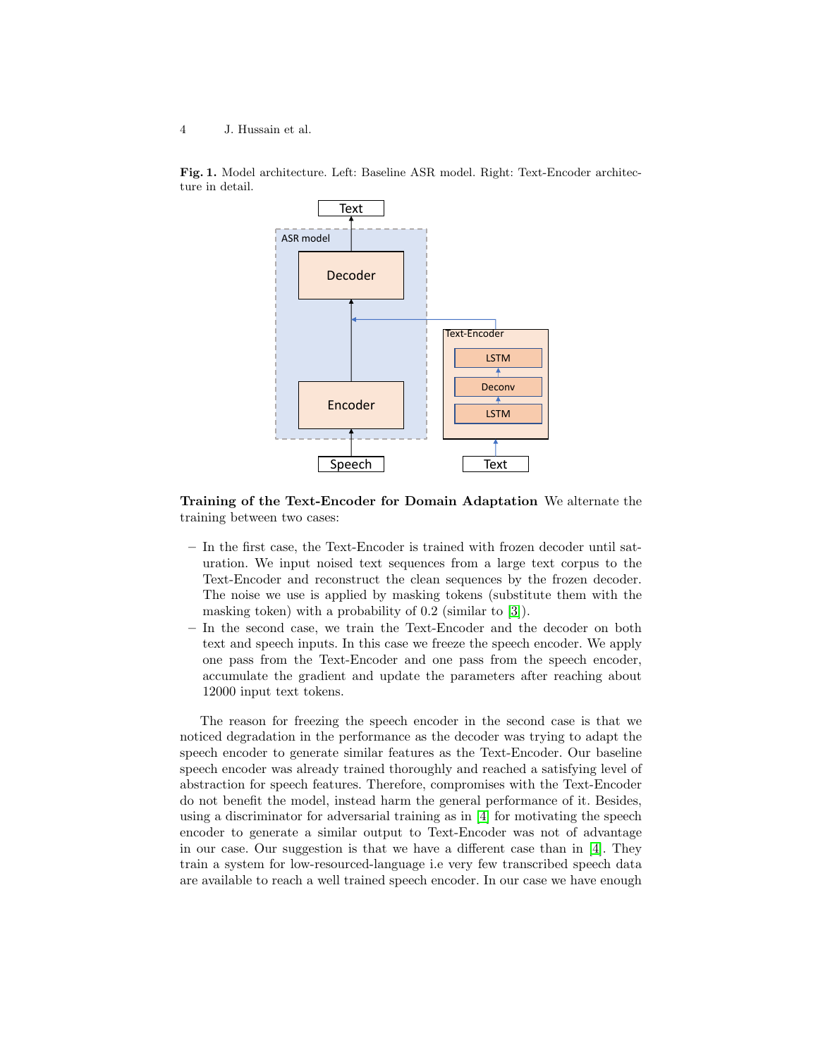**Fig. 1.** Model architecture. Left: Baseline ASR model. Right: Text-Encoder architecture in detail.

**Training of the Text-Encoder for Domain Adaptation** We alternate the training between two cases:

- In the first case, the Text-Encoder is trained with frozen decoder until saturation. We input noised text sequences from a large text corpus to the Text-Encoder and reconstruct the clean sequences by the frozen decoder. The noise we use is applied by masking tokens (substitute them with the masking token) with a probability of 0.2 (similar to [3]).
- In the second case, we train the Text-Encoder and the decoder on both text and speech inputs. In this case we freeze the speech encoder. We apply one pass from the Text-Encoder and one pass from the speech encoder, accumulate the gradient and update the parameters after reaching about 12000 input text tokens.

The reason for freezing the speech encoder in the second case is that we noticed degradation in the performance as the decoder was trying to adapt the speech encoder to generate similar features as the Text-Encoder. Our baseline speech encoder was already trained thoroughly and reached a satisfying level of abstraction for speech features. Therefore, compromises with the Text-Encoder do not benefit the model, instead harm the general performance of it. Besides, using a discriminator for adversarial training as in [4] for motivating the speech encoder to generate a similar output to Text-Encoder was not of advantage in our case. Our suggestion is that we have a different case than in [4]. They train a system for low-resourced-language i.e very few transcribed speech data are available to reach a well trained speech encoder. In our case we have enough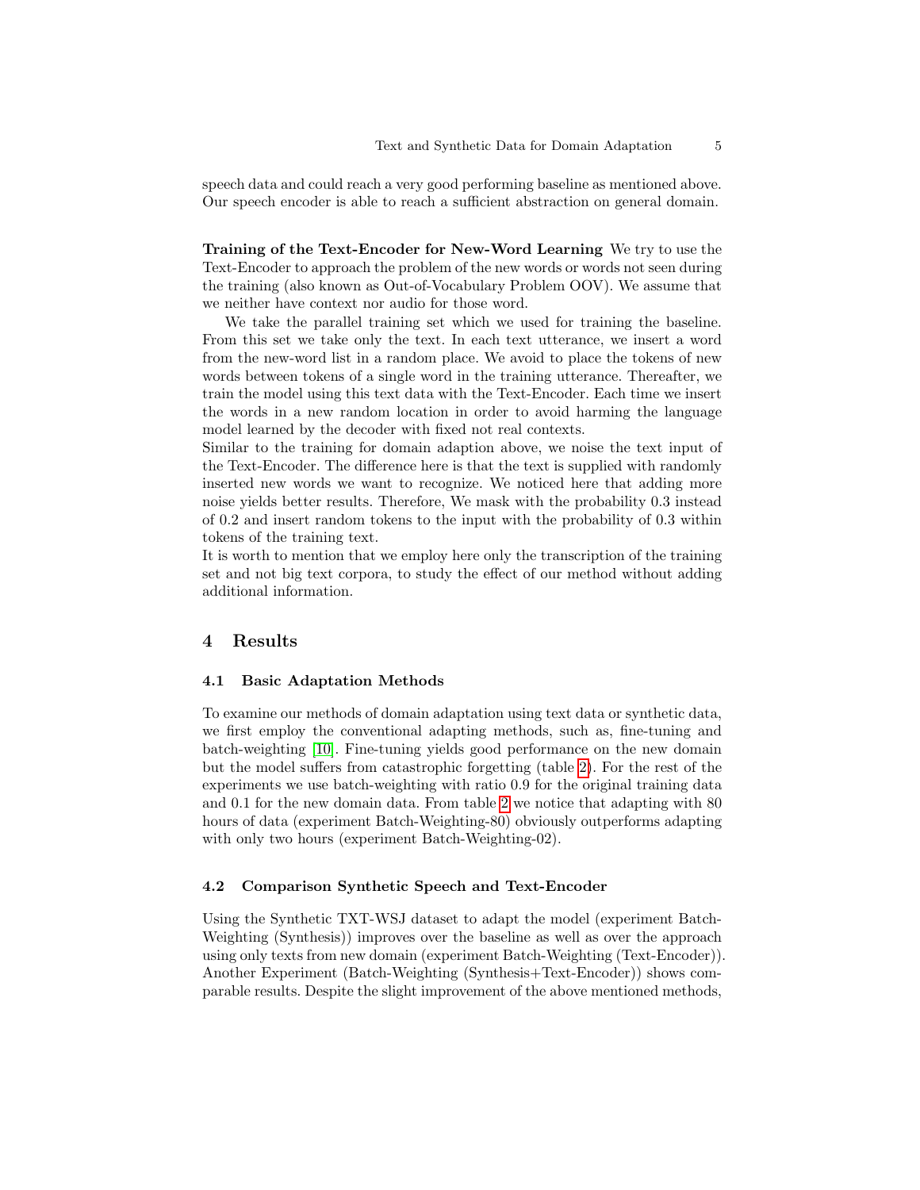speech data and could reach a very good performing baseline as mentioned above. Our speech encoder is able to reach a sufficient abstraction on general domain.

**Training of the Text-Encoder for New-Word Learning** We try to use the Text-Encoder to approach the problem of the new words or words not seen during the training (also known as Out-of-Vocabulary Problem OOV). We assume that we neither have context nor audio for those word.

We take the parallel training set which we used for training the baseline. From this set we take only the text. In each text utterance, we insert a word from the new-word list in a random place. We avoid to place the tokens of new words between tokens of a single word in the training utterance. Thereafter, we train the model using this text data with the Text-Encoder. Each time we insert the words in a new random location in order to avoid harming the language model learned by the decoder with fixed not real contexts.
Similar to the training for domain adaption above, we noise the text input of the Text-Encoder. The difference here is that the text is supplied with randomly inserted new words we want to recognize. We noticed here that adding more noise yields better results. Therefore, We mask with the probability 0.3 instead of 0.2 and insert random tokens to the input with the probability of 0.3 within tokens of the training text.
It is worth to mention that we employ here only the transcription of the training set and not big text corpora, to study the effect of our method without adding additional information.

## 4 Results

### 4.1 Basic Adaptation Methods

To examine our methods of domain adaptation using text data or synthetic data, we first employ the conventional adapting methods, such as, fine-tuning and batch-weighting [10]. Fine-tuning yields good performance on the new domain but the model suffers from catastrophic forgetting (table 2). For the rest of the experiments we use batch-weighting with ratio 0.9 for the original training data and 0.1 for the new domain data. From table 2 we notice that adapting with 80 hours of data (experiment Batch-Weighting-80) obviously outperforms adapting with only two hours (experiment Batch-Weighting-02).

### 4.2 Comparison Synthetic Speech and Text-Encoder

Using the Synthetic TXT-WSJ dataset to adapt the model (experiment Batch-Weighting (Synthesis)) improves over the baseline as well as over the approach using only texts from new domain (experiment Batch-Weighting (Text-Encoder)). Another Experiment (Batch-Weighting (Synthesis+Text-Encoder)) shows comparable results. Despite the slight improvement of the above mentioned methods,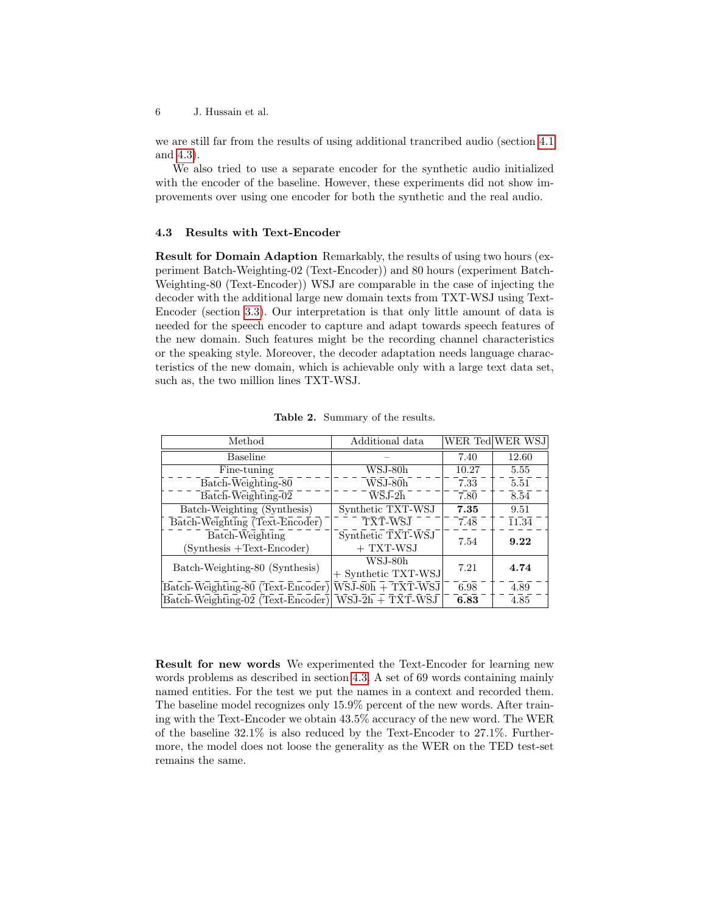we are still far from the results of using additional trancribed audio (section 4.1 and 4.3).

We also tried to use a separate encoder for the synthetic audio initialized with the encoder of the baseline. However, these experiments did not show improvements over using one encoder for both the synthetic and the real audio.

### 4.3 Results with Text-Encoder

**Result for Domain Adaption** Remarkably, the results of using two hours (experiment Batch-Weighting-02 (Text-Encoder)) and 80 hours (experiment Batch-Weighting-80 (Text-Encoder)) WSJ are comparable in the case of injecting the decoder with the additional large new domain texts from TXT-WSJ using Text-Encoder (section 3.3). Our interpretation is that only little amount of data is needed for the speech encoder to capture and adapt towards speech features of the new domain. Such features might be the recording channel characteristics or the speaking style. Moreover, the decoder adaptation needs language characteristics of the new domain, which is achievable only with a large text data set, such as, the two million lines TXT-WSJ.

**Table 2.** Summary of the results.

| Method | Additional data | WER Ted | WER WSJ |
|---|---|---|---|
| Baseline | – | 7.40 | 12.60 |
| Fine-tuning | WSJ-80h | 10.27 | 5.55 |
| Batch-Weighting-80 | WSJ-80h | 7.33 | 5.51 |
| Batch-Weighting-02 | WSJ-2h | 7.80 | 8.54 |
| Batch-Weighting (Synthesis) | Synthetic TXT-WSJ | **7.35** | 9.51 |
| Batch-Weighting (Text-Encoder) | TXT-WSJ | 7.48 | 11.34 |
| Batch-Weighting (Synthesis +Text-Encoder) | Synthetic TXT-WSJ + TXT-WSJ | 7.54 | **9.22** |
| Batch-Weighting-80 (Synthesis) | WSJ-80h + Synthetic TXT-WSJ | 7.21 | **4.74** |
| Batch-Weighting-80 (Text-Encoder) | WSJ-80h + TXT-WSJ | 6.98 | 4.89 |
| Batch-Weighting-02 (Text-Encoder) | WSJ-2h + TXT-WSJ | **6.83** | 4.85 |

**Result for new words** We experimented the Text-Encoder for learning new words problems as described in section 4.3. A set of 69 words containing mainly named entities. For the test we put the names in a context and recorded them. The baseline model recognizes only 15.9% percent of the new words. After training with the Text-Encoder we obtain 43.5% accuracy of the new word. The WER of the baseline 32.1% is also reduced by the Text-Encoder to 27.1%. Furthermore, the model does not loose the generality as the WER on the TED test-set remains the same.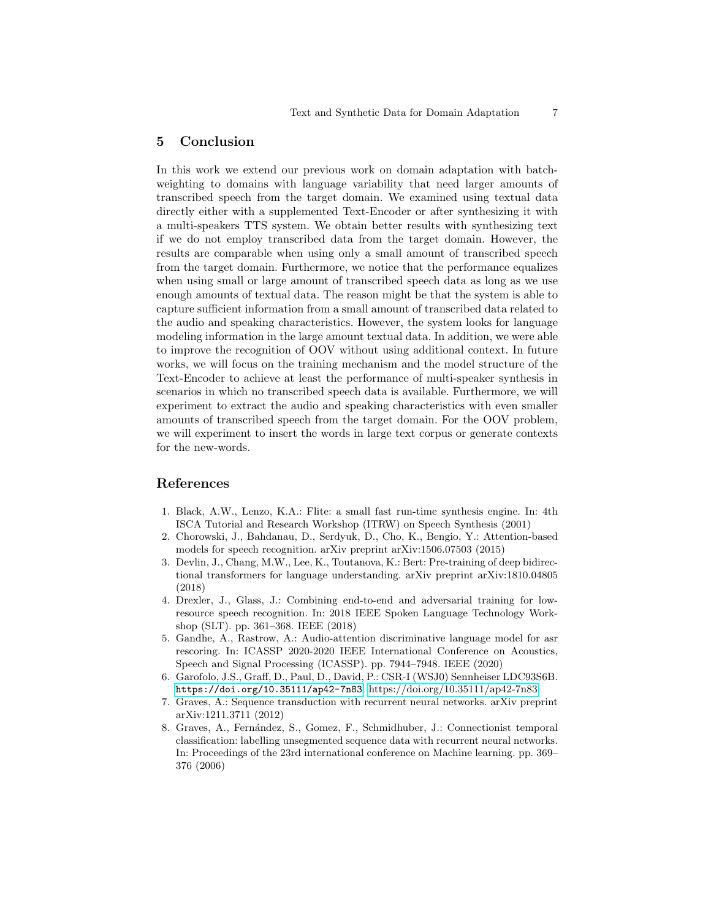## 5 Conclusion

In this work we extend our previous work on domain adaptation with batch-weighting to domains with language variability that need larger amounts of transcribed speech from the target domain. We examined using textual data directly either with a supplemented Text-Encoder or after synthesizing it with a multi-speakers TTS system. We obtain better results with synthesizing text if we do not employ transcribed data from the target domain. However, the results are comparable when using only a small amount of transcribed speech from the target domain. Furthermore, we notice that the performance equalizes when using small or large amount of transcribed speech data as long as we use enough amounts of textual data. The reason might be that the system is able to capture sufficient information from a small amount of transcribed data related to the audio and speaking characteristics. However, the system looks for language modeling information in the large amount textual data. In addition, we were able to improve the recognition of OOV without using additional context. In future works, we will focus on the training mechanism and the model structure of the Text-Encoder to achieve at least the performance of multi-speaker synthesis in scenarios in which no transcribed speech data is available. Furthermore, we will experiment to extract the audio and speaking characteristics with even smaller amounts of transcribed speech from the target domain. For the OOV problem, we will experiment to insert the words in large text corpus or generate contexts for the new-words.

## References

1. Black, A.W., Lenzo, K.A.: Flite: a small fast run-time synthesis engine. In: 4th ISCA Tutorial and Research Workshop (ITRW) on Speech Synthesis (2001)
2. Chorowski, J., Bahdanau, D., Serdyuk, D., Cho, K., Bengio, Y.: Attention-based models for speech recognition. arXiv preprint arXiv:1506.07503 (2015)
3. Devlin, J., Chang, M.W., Lee, K., Toutanova, K.: Bert: Pre-training of deep bidirectional transformers for language understanding. arXiv preprint arXiv:1810.04805 (2018)
4. Drexler, J., Glass, J.: Combining end-to-end and adversarial training for low-resource speech recognition. In: 2018 IEEE Spoken Language Technology Workshop (SLT). pp. 361–368. IEEE (2018)
5. Gandhe, A., Rastrow, A.: Audio-attention discriminative language model for asr rescoring. In: ICASSP 2020-2020 IEEE International Conference on Acoustics, Speech and Signal Processing (ICASSP). pp. 7944–7948. IEEE (2020)
6. Garofolo, J.S., Graff, D., Paul, D., David, P.: CSR-I (WSJ0) Sennheiser LDC93S6B. `https://doi.org/10.35111/ap42-7n83`, https://doi.org/10.35111/ap42-7n83
7. Graves, A.: Sequence transduction with recurrent neural networks. arXiv preprint arXiv:1211.3711 (2012)
8. Graves, A., Fernández, S., Gomez, F., Schmidhuber, J.: Connectionist temporal classification: labelling unsegmented sequence data with recurrent neural networks. In: Proceedings of the 23rd international conference on Machine learning. pp. 369–376 (2006)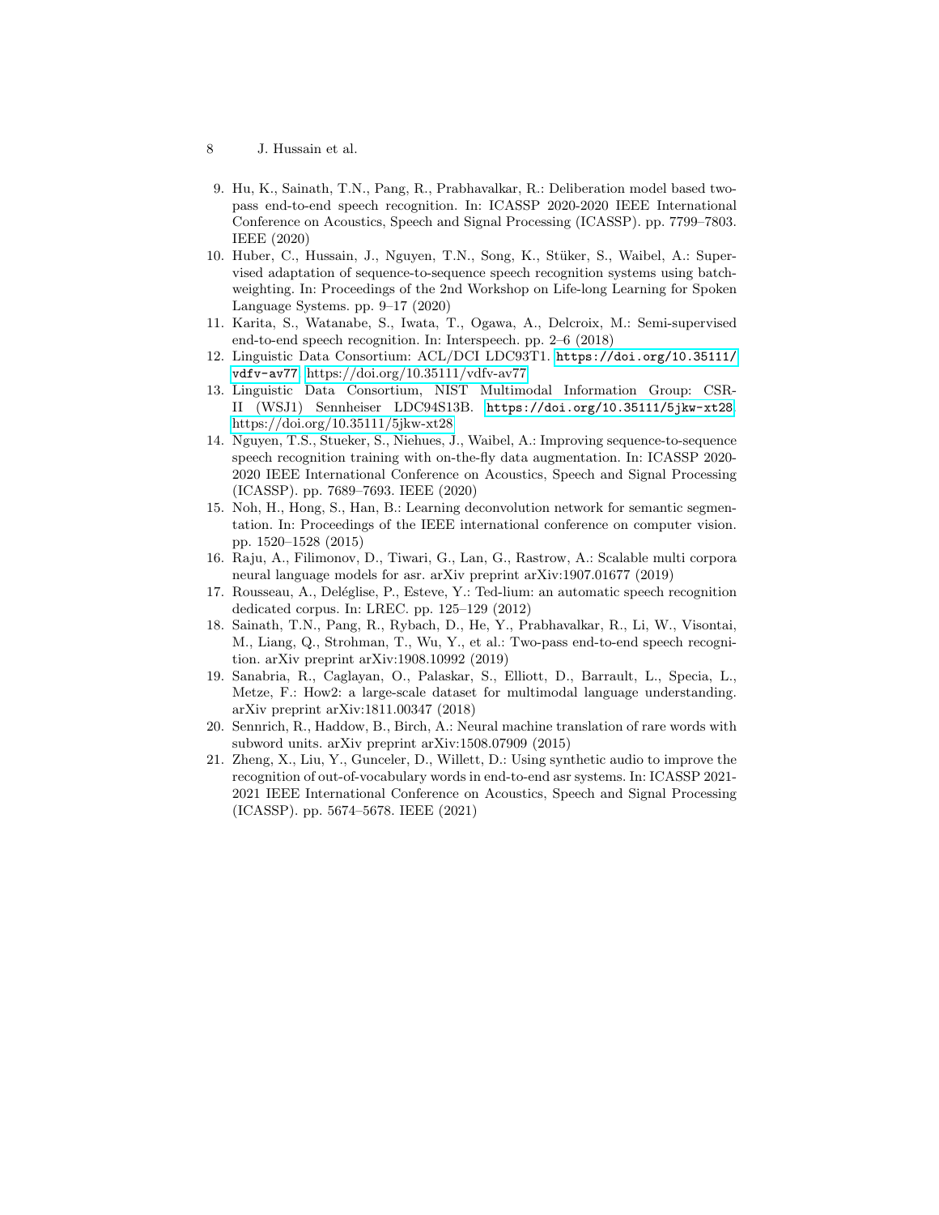9. Hu, K., Sainath, T.N., Pang, R., Prabhavalkar, R.: Deliberation model based two-pass end-to-end speech recognition. In: ICASSP 2020-2020 IEEE International Conference on Acoustics, Speech and Signal Processing (ICASSP). pp. 7799–7803. IEEE (2020)
10. Huber, C., Hussain, J., Nguyen, T.N., Song, K., Stüker, S., Waibel, A.: Supervised adaptation of sequence-to-sequence speech recognition systems using batch-weighting. In: Proceedings of the 2nd Workshop on Life-long Learning for Spoken Language Systems. pp. 9–17 (2020)
11. Karita, S., Watanabe, S., Iwata, T., Ogawa, A., Delcroix, M.: Semi-supervised end-to-end speech recognition. In: Interspeech. pp. 2–6 (2018)
12. Linguistic Data Consortium: ACL/DCI LDC93T1. `https://doi.org/10.35111/vdfv-av77`, https://doi.org/10.35111/vdfv-av77
13. Linguistic Data Consortium, NIST Multimodal Information Group: CSR-II (WSJ1) Sennheiser LDC94S13B. `https://doi.org/10.35111/5jkw-xt28`, https://doi.org/10.35111/5jkw-xt28
14. Nguyen, T.S., Stueker, S., Niehues, J., Waibel, A.: Improving sequence-to-sequence speech recognition training with on-the-fly data augmentation. In: ICASSP 2020-2020 IEEE International Conference on Acoustics, Speech and Signal Processing (ICASSP). pp. 7689–7693. IEEE (2020)
15. Noh, H., Hong, S., Han, B.: Learning deconvolution network for semantic segmentation. In: Proceedings of the IEEE international conference on computer vision. pp. 1520–1528 (2015)
16. Raju, A., Filimonov, D., Tiwari, G., Lan, G., Rastrow, A.: Scalable multi corpora neural language models for asr. arXiv preprint arXiv:1907.01677 (2019)
17. Rousseau, A., Deléglise, P., Esteve, Y.: Ted-lium: an automatic speech recognition dedicated corpus. In: LREC. pp. 125–129 (2012)
18. Sainath, T.N., Pang, R., Rybach, D., He, Y., Prabhavalkar, R., Li, W., Visontai, M., Liang, Q., Strohman, T., Wu, Y., et al.: Two-pass end-to-end speech recognition. arXiv preprint arXiv:1908.10992 (2019)
19. Sanabria, R., Caglayan, O., Palaskar, S., Elliott, D., Barrault, L., Specia, L., Metze, F.: How2: a large-scale dataset for multimodal language understanding. arXiv preprint arXiv:1811.00347 (2018)
20. Sennrich, R., Haddow, B., Birch, A.: Neural machine translation of rare words with subword units. arXiv preprint arXiv:1508.07909 (2015)
21. Zheng, X., Liu, Y., Gunceler, D., Willett, D.: Using synthetic audio to improve the recognition of out-of-vocabulary words in end-to-end asr systems. In: ICASSP 2021-2021 IEEE International Conference on Acoustics, Speech and Signal Processing (ICASSP). pp. 5674–5678. IEEE (2021)